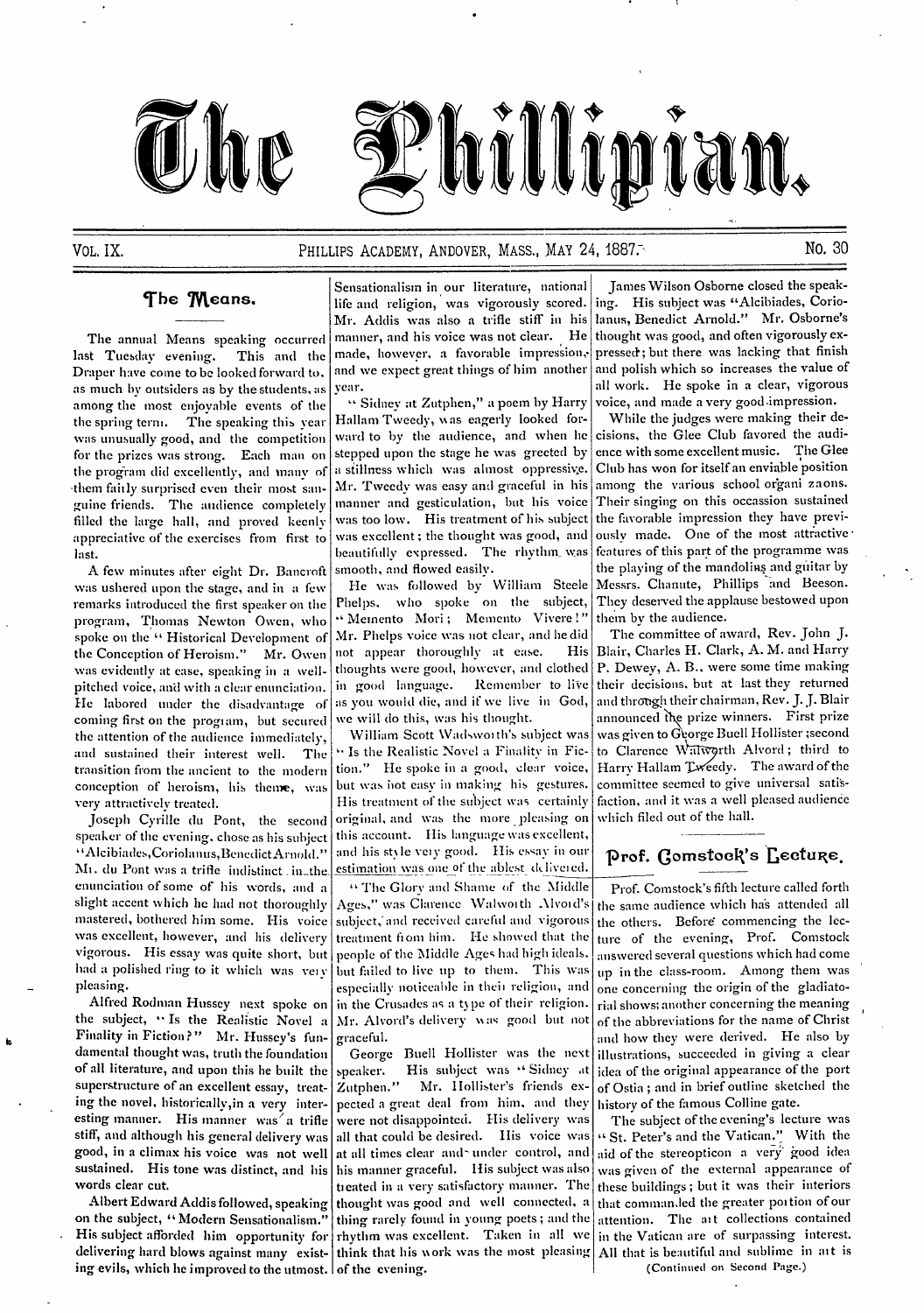# The Phillipian.

VOL. IX. PHILLIPS ACADEMY, ANDOVER, MASS., MAY 24, 1887. NO. 30

## The Means.

The annual Means speaking occurred last Tuesday evening. This and the Draper have come to be looked forward to, as much by outsiders as by the students, as among the most enjoyable events of the the spring term. The speaking this year was unusually good, and the competition for the prizes was strong. Each man on the program did excellently, and many of them fairly surprised even their most sanguine friends. The audience completely filled the large hall, and proved keenly appreciative of the exercises from first to last.

A few minutes after eight Dr. Bancroft was ushered upon the stage, and in a few remarks introduced the first speaker on the program, Thomas Newton Owen, who spoke on the "Historical Development of the Conception of Heroism." Mr. Owen was evidently at ease, speaking in a well-pitched voice, and with a clear enunciation. He labored under the disadvantage of coming first on the program, but secured the attention of the audience immediately, and sustained their interest well. The transition from the ancient to the modern conception of heroism, his theme, was very attractively treated.

Joseph Cyrille du Pont, the second speaker of the evening, chose as his subject "Alcibiades, Coriolanus, Benedict Arnold." Mr. du Pont was a trifle indistinct in the enunciation of some of his words, and a slight accent which he had not thoroughly mastered, bothered him some. His voice was excellent, however, and his delivery vigorous. His essay was quite short, but had a polished ring to it which was very pleasing.

Alfred Rodman Hussey next spoke on the subject, "Is the Realistic Novel a Finality in Fiction?" Mr. Hussey's fundamental thought was, truth the foundation of all literature, and upon this he built the superstructure of an excellent essay, treating the novel, historically, in a very interesting manner. His manner was a trifle stiff, and although his general delivery was good, in a climax his voice was not well sustained. His tone was distinct, and his words clear cut.

Albert Edward Addis followed, speaking on the subject, "Modern Sensationalism." His subject afforded him opportunity for delivering hard blows against many existing evils, which he improved to the utmost. Sensationalism in our literature, national life and religion, was vigorously scored. Mr. Addis was also a trifle stiff in his manner, and his voice was not clear. He made, however, a favorable impression, and we expect great things of him another year.

"Sidney at Zutphen," a poem by Harry Hallam Tweedy, was eagerly looked forward to by the audience, and when he stepped upon the stage he was greeted by a stillness which was almost oppressive. Mr. Tweedy was easy and graceful in his manner and gesticulation, but his voice was too low. His treatment of his subject was excellent; the thought was good, and beautifully expressed. The rhythm was smooth, and flowed easily.

He was followed by William Steele Phelps, who spoke on the subject, "Memento Mori; Memento Vivere!" Mr. Phelps voice was not clear, and he did not appear thoroughly at ease. His thoughts were good, however, and clothed in good language. Remember to live as you would die, and if we live in God, we will do this, was his thought.

William Scott Wadsworth's subject was "Is the Realistic Novel a Finality in Fiction." He spoke in a good, clear voice, but was not easy in making his gestures. His treatment of the subject was certainly original, and was the more pleasing on this account. His language was excellent, and his style very good. His essay in our estimation was one of the ablest delivered.

"The Glory and Shame of the Middle Ages," was Clarence Walworth Alvord's subject, and received careful and vigorous treatment from him. He showed that the people of the Middle Ages had high ideals, but failed to live up to them. This was especially noticeable in their religion, and in the Crusades as a type of their religion. Mr. Alvord's delivery was good but not graceful.

George Buell Hollister was the next speaker. His subject was "Sidney at Zutphen." Mr. Hollister's friends expected a great deal from him, and they were not disappointed. His delivery was all that could be desired. His voice was at all times clear and under control, and his manner graceful. His subject was also treated in a very satisfactory manner. The thought was good and well connected, a thing rarely found in young poets; and the rhythm was excellent. Taken in all we think that his work was the most pleasing of the evening.

James Wilson Osborne closed the speaking. His subject was "Alcibiades, Coriolanus, Benedict Arnold." Mr. Osborne's thought was good, and often vigorously expressed; but there was lacking that finish and polish which so increases the value of all work. He spoke in a clear, vigorous voice, and made a very good impression.

While the judges were making their decisions, the Glee Club favored the audience with some excellent music. The Glee Club has won for itself an enviable position among the various school organizaons. Their singing on this occassion sustained the favorable impression they have previously made. One of the most attractive features of this part of the programme was the playing of the mandolins and guitar by Messrs. Chanute, Phillips and Beeson. They deserved the applause bestowed upon them by the audience.

The committee of award, Rev. John J. Blair, Charles H. Clark, A. M. and Harry P. Dewey, A. B., were some time making their decisions, but at last they returned and through their chairman, Rev. J. J. Blair announced the prize winners. First prize was given to George Buell Hollister; second to Clarence Walworth Alvord; third to Harry Hallam Tweedy. The award of the committee seemed to give universal satisfaction, and it was a well pleased audience which filed out of the hall.

## Prof. Comstock's Lecture.

Prof. Comstock's fifth lecture called forth the same audience which has attended all the others. Before commencing the lecture of the evening, Prof. Comstock answered several questions which had come up in the class-room. Among them was one concerning the origin of the gladiatorial shows; another concerning the meaning of the abbreviations for the name of Christ and how they were derived. He also by illustrations, succeeded in giving a clear idea of the original appearance of the port of Ostia; and in brief outline sketched the history of the famous Colline gate.

The subject of the evening's lecture was "St. Peter's and the Vatican." With the aid of the stereopticon a very good idea was given of the external appearance of these buildings; but it was their interiors that commanded the greater portion of our attention. The art collections contained in the Vatican are of surpassing interest. All that is beautiful and sublime in art is

(Continued on Second Page.)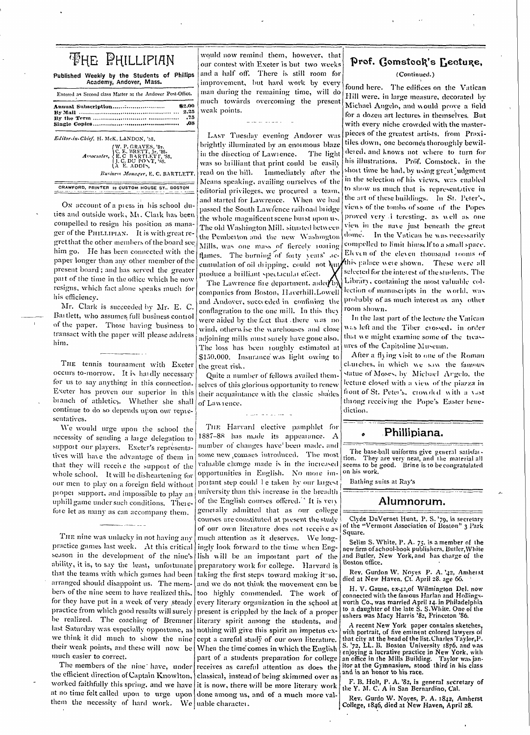# The Phillipian

**Published Weekly by the Students of Phillips Academy, Andover, Mass.**

Entered as Second class Matter at the Andover Post-Office.

| | |
|---|---|
| Annual Subscription | $2.00 |
| By Mail | 2.25 |
| By the Term | .75 |
| Single Copies | .08 |

*Editor-in-Chief*, H. McK. LANDON, '88.

*Associates*, W. P. GRAVES, '87. C. E. BRETT, Jr. '88. E. C. BARTLETT, '88. J. C. DU PONT, '88. A. E. ADDIS.

*Business Manager*, E. C. BARTLETT.

CRAWFORD, PRINTER 22 CUSTOM HOUSE ST., BOSTON

On account of a press in his school duties and outside work, Mr. Clark has been compelled to resign his position as manager of the PHILLIPIAN. It is with great regret that the other members of the board see him go. He has been connected with the paper longer than any other member of the present board; and has served the greater part of the time in the office which he now resigns, which fact alone speaks much for his efficiency.

Mr. Clark is succeeded by Mr. E. C. Bartlett, who assumes full business control of the paper. Those having business to transact with the paper will please address him.

THE tennis tournament with Exeter occurs to-morrow. It is hardly necessary for us to say anything in this connection. Exeter has proven our superior in this branch of athletics. Whether she shall continue to do so depends upon our representatives.

We would urge upon the school the necessity of sending a large delegation to support our players. Exeter's representatives will have the advantage of them in that they will receive the support of the whole school. It will be disheartening for our men to play on a foreign field without proper support, and impossible to play an uphill game under such conditions. Therefore let as many as can accompany them.

THE nine was unlucky in not having any practice games last week. At this critical season in the development of the nine's ability, it is, to say the least, unfortunate that the teams with which games had been arranged should disappoint us. The members of the nine seem to have realized this, for they have put in a week of very steady practice from which good results will surely be realized. The coaching of Bremner last Saturday was especially opportune, as we think it did much to show the nine their weak points, and these will now be much easier to correct.

The members of the nine have, under the efficient direction of Captain Knowlton, worked faithfully this spring, and we have at no time felt called upon to urge upon them the necessity of hard work. We would now remind them, however, that our contest with Exeter is but two weeks and a half off. There is still room for improvement, but hard work by every man during the remaining time, will do much towards overcoming the present weak points.

LAST Tuesday evening Andover was brightly illuminated by an enormous blaze in the direction of Lawrence. The light was so brilliant that print could be easily read on the hill. Immediately after the Means speaking, availing ourselves of the editorial privileges, we procured a team, and started for Lawrence. When we had passed the South Lawrence railroad bridge the whole magnificent scene burst upon us. The old Washington Mill, situated between the Pemberton and the new Washington Mills, was one mass of fiercely roaring flames. The burning of forty years' accumulation of oil dripping, could not but produce a brilliant spectacular effect.

The Lawrence fire department, aided by companies from Boston, Haverhill, Lowell and Andover, succeeded in confining the conflagration to the one mill. In this they were aided by the fact that there was no wind, otherwise the warehouses and close adjoining mills must surely have gone also. The loss has been roughly estimated at $150,000. Insurance was light owing to the great risk.

Quite a number of fellows availed themselves of this glorious opportunity to renew their acquaintance with the classic shades of Lawrence.

THE Harvard elective pamphlet for 1887–88 has made its appearance. A number of changes have been made, and some new courses introduced. The most valuable change made is in the increased opportunities in English. No more important step could be taken by our largest university than this increase in the breadth of the English courses offered. It is very generally admitted that as our college courses are constituted at present the study of our own literature does not receive as much attention as it deserves. We longingly look forward to the time when English will be an important part of the preparatory work for college. Harvard is taking the first steps toward making it so, and we do not think the movement can be too highly commended. The work of every literary organization in the school at present is crippled by the lack of a proper literary spirit among the students, and nothing will give this spirit an impetus except a careful study of our own literature. When the time comes in which the English part of a students preparation for college receives as careful attention as does the classical, instead of being skimmed over as it is now, there will be more literary work done among us, and of a much more valuable character.

## Prof. Comstock's Lecture,

(Continued.)

found here. The edifices on the Vatican Hill were, in large measure, decorated by Michael Angelo, and would prove a field for a dozen art lectures in themselves. But with every niche crowded with the masterpieces of the greatest artists, from Praxitiles down, one becomes thoroughly bewildered, and knows not where to turn for his illustrations. Prof. Comstock, in the short time he had, by using great judgment in the selection of his views, was enabled to show us much that is representative in the art of these buildings. In St. Peter's, views of the tombs of some of the Popes proved very interesting, as well as one view in the nave just beneath the great dome. In the Vatican he was necessarily compelled to limit himself to a small space. Eleven of the eleven thousand rooms of this palace were shown. These were all selected for the interest of the students. The Library, containing the most valuable collection of manuscripts in the world, was probably of as much interest as any other room shown.

In the last part of the lecture the Vatican was left and the Tiber crossed, in order that we might examine some of the treasures of the Capitoline Museum.

After a flying visit to one of the Roman churches, in which we saw the famous statue of Moses, by Michael Angelo, the lecture closed with a view of the piazza in front of St. Peter's, crowded with a vast throng receiving the Pope's Easter benediction.

## Phillipiana.

The base-ball uniforms give general satisfaction. They are very neat, and the material all seems to be good. Brine is to be congratulated on his work.

Bathing suits at Ray's

## Alumnorum.

Clyde DuVernet Hunt, P. S. '79, is secretary of the "Vermont Association of Boston" 3 Park Square.

Selim S. White, P. A. 75, is a member of the new firm of school-book publishers, Butler, White and Butler, New York, and has charge of the Boston office.

Rev. Gurdon W. Noyes P. A. '42, Amherst died at New Haven, Ct. April 28, age 66.

H. V. Gause, ex-42, of Wilmington Del. now connected with the famous Harlan and Hollingsworth Co., was married April 14, in Philadelphia to a daughter of the late S. S. White. One of the ushers was Macy Harris '82, Princeton '86.

A recent New York paper contains sketches, with portrait, of five eminent colored lawyers of that city at the head of the list. Charles Taylor, P. S. '72, LL. B. Boston University 1876, and was enjoying a lucrative practice in New York, with an office in the Mills Building. Taylor was janitor at the Gymnasium, stood third in his class and is an honor to his race.

F. B. Holt, P. A. '82, is general secretary of the Y. M. C. A in San Bernardino, Cal.

Rev. Gurdo W. Noyes, P. A. 1842, Amherst College, 1846, died at New Haven, April 28.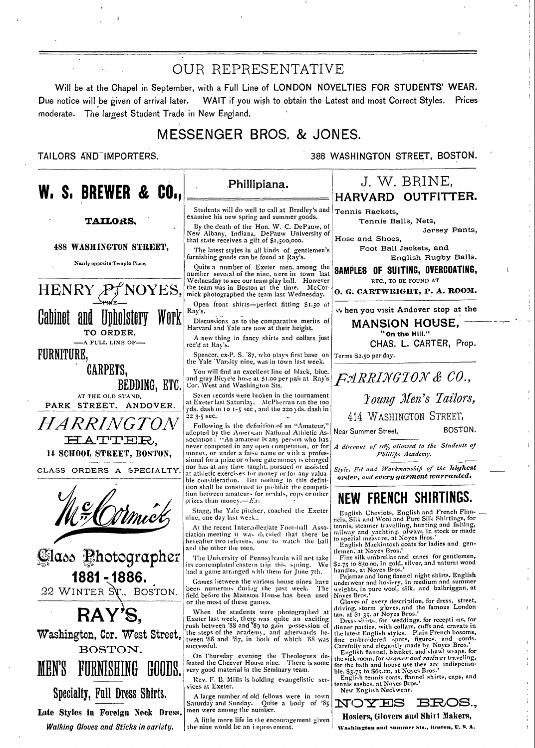# OUR REPRESENTATIVE

Will be at the Chapel in September, with a Full Line of LONDON NOVELTIES FOR STUDENTS' WEAR. Due notice will be given of arrival later. WAIT if you wish to obtain the Latest and most Correct Styles. Prices moderate. The largest Student Trade in New England.

## MESSENGER BROS. & JONES.

TAILORS AND IMPORTERS. 388 WASHINGTON STREET, BOSTON.

---

# W. S. BREWER & CO.,

**TAILORS,**

**488 WASHINGTON STREET,**

Nearly opposite Temple Place.

---

# HENRY P. NOYES,

—FINE—

# Cabinet and Upholstery Work

**TO ORDER.**

—A FULL LINE OF—

**FURNITURE,**

**CARPETS,**

**BEDDING, ETC.**

AT THE OLD STAND,

PARK STREET, ANDOVER.

---

# *HARRINGTON*

**HATTER,**

**14 SCHOOL STREET, BOSTON,**

CLASS ORDERS A SPECIALTY.

---

*McCormick*

**Class Photographer**

**1881-1886.**

22 WINTER ST., BOSTON.

---

# RAY'S,

**Washington, Cor. West Street,**

BOSTON.

# MEN'S FURNISHING GOODS.

**Specialty, Full Dress Shirts.**

**Late Styles in Foreign Neck Dress.**

***Walking Gloves and Sticks in variety.***

---

## Phillipiana.

Students will do well to call at Bradley's and examine his new spring and summer goods.

By the death of the Hon. W. C. DePauw, of New Albany, Indiana, DePauw University of that state receives a gift of $1,500,000.

The latest styles in all kinds of gentlemen's furnishing goods can be found at Ray's.

Quite a number of Exeter men, among the number several of the nine, were in town last Wednesday to see our team play ball. However the team was in Boston at the time. McCormick photographed the team last Wednesday.

Open front shirts—perfect fitting $1.50 at Ray's.

Discussions as to the comparative merits of Harvard and Yale are now at their height.

A new thing in fancy shirts and collars just rec'd at Ray's.

Spencer, ex-P. S. '87, who plays first base on the Yale 'Varsity nine, was in town last week.

You will find an excellent line of black, blue, and gray Bicycle hose at $1.00 per pair at Ray's Cor. West and Washington Sts.

Seven records were broken in the tournament at Exeter last Saturday. McPherran ran the 100 yds. dash in 10 1-5 sec, and the 220 yds. dash in 22 3-5 sec.

Following is the definition of an "Amateur," adopted by the American National Athletic Association: "An amateur is any person who has never competed in any open competition, or for money, or under a false name or with a professional for a prize or where gate money is charged nor has at any time taught, pursued or assisted at athletic exercises for money or for any valuable consideration. But nothing in this definition shall be construed to prohibit the competition between amateurs for medals, cups or other prizes than money.—*Ex.*

Stagg, the Yale pitcher, coached the Exeter nine, one day last week.

At the recent Intercollegiate Foot-ball Association meeting it was decided that there be hereafter two referees, one to watch the ball and the other the men.

The University of Pennsylvania will not take its contemplated eastern trip this spring. We had a game arranged with them for June 7th.

Games between the various house nines have been numerous during the past week. The field before the Mansion House has been used for the most of these games.

When the students were photographed at Exeter last week, there was quite an exciting rush between '88 and '89 to gain possession of the steps of the academy, and afterwards between '88 and '87, in both of which '88 was successful.

On Thursday evening the Theologues defeated the Cheever House nine. There is some very good material in the Seminary team.

Rev. F. B. Mills is holding evangelistic services at Exeter.

A large number of old fellows were in town Saturday and Sunday. Quite a body of '85 men were among the number.

A little more life in the encouragement given the nine would be an improvement.

---

# J. W. BRINE,

## HARVARD OUTFITTER.

Tennis Rackets,
Tennis Balls, Nets,
Jersey Pants,
Hose and Shoes,
Foot Ball Jackets, and
English Rugby Balls.

---

**SAMPLES OF SUITING, OVERCOATING,**

ETC., TO BE FOUND AT

**O. G. CARTWRIGHT, P. A. ROOM.**

---

When you visit Andover stop at the

## MANSION HOUSE,

**"On the Hill."**

CHAS. L. CARTER, Prop.

Terms $2.50 per day.

---

# *FARRINGTON & CO.,*

## *Young Men's Tailors,*

414 WASHINGTON STREET,

Near Summer Street, BOSTON.

*A discount of 10% allowed to the Students of Phillips Academy.*

***Style, Fit and Workmanship of the highest order, and every garment warranted.***

---

# NEW FRENCH SHIRTINGS.

English Cheviots, English and French Flannels, Silk and Wool and Pure Silk Shirtings, for tennis, steamer travelling, hunting and fishing, railway and yachting, always in stock or made to special measure, at Noyes Bros.'

English Mackintosh coats for ladies and gentlemen, at Noyes Bros.'

Fine silk umbrellas and canes for gentlemen, $2.75 to $50.00, in gold, silver, and natural wood handles, at Noyes Bros.'

Pajamas and long flannel night shirts, English underwear and hosiery, in medium and summer weights, in pure wool, silk, and balbriggan, at Noyes Bros.'

Gloves of every description, for dress, street, driving, storm gloves, and the famous London tan, at $1 35. at Noyes Bros.'

Dress shirts, for weddings, for receptions, for dinner parties, with collars, cuffs and cravats in the latest English styles. Plain French bosoms, fine embroidered spots, figures, and cords. Carefully and elegantly made by Noyes Bros.'

English flannel, blanket, and shawl wraps, for the sick room, for *steamer and railway* traveling, for the bath and house use they are indispensable. $3.75 to $65.00, at Noyes Bros.'

English tennis coats, flannel shirts, caps, and tennis sashes, at Noyes Bros.'

New English Neckwear.

# NOYES BROS.,

**Hosiers, Glovers and Shirt Makers,**

**Washington and Summer Sts., Boston, U. S. A.**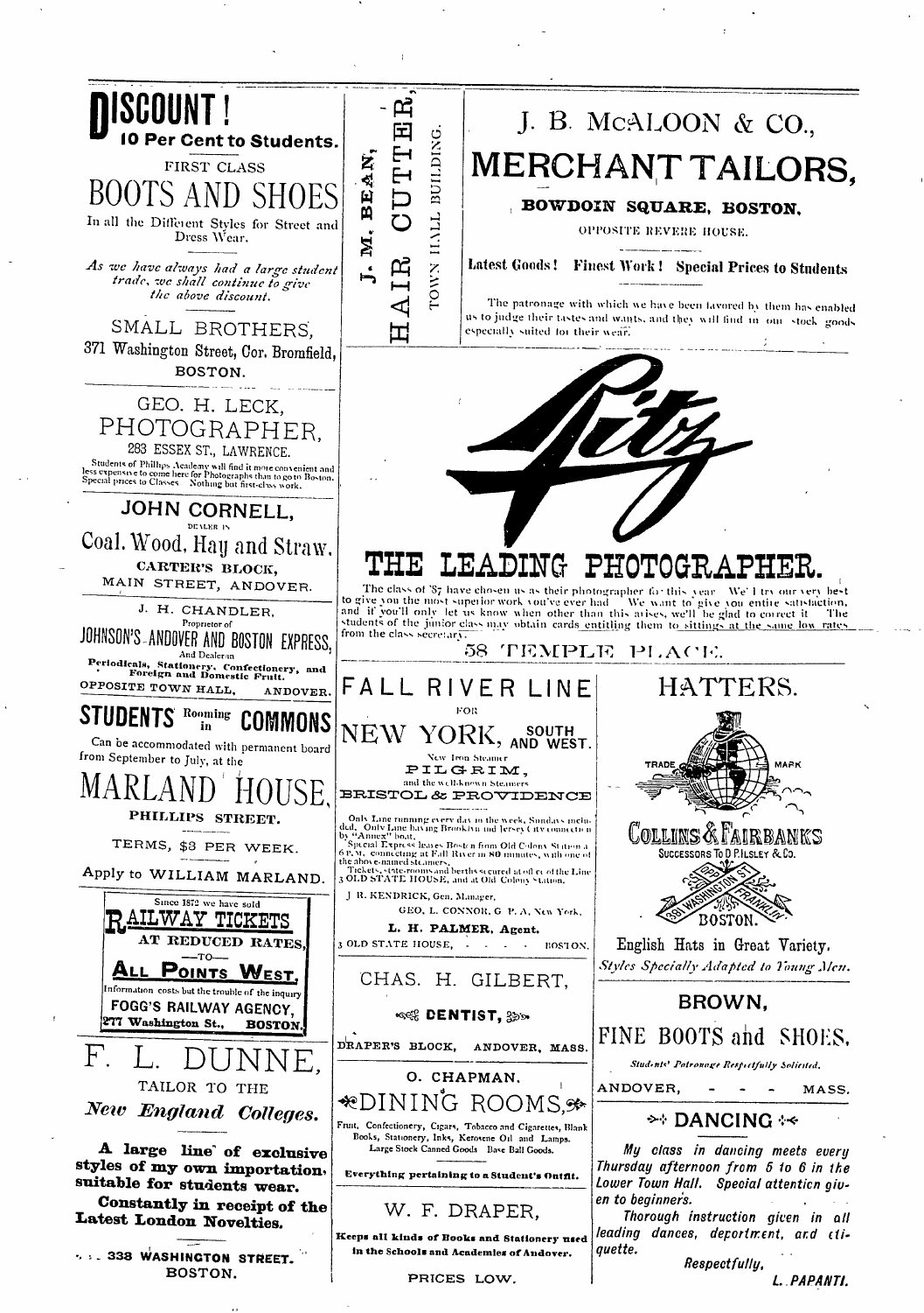# DISCOUNT!

**10 Per Cent to Students.**

FIRST CLASS

# BOOTS AND SHOES

In all the Different Styles for Street and Dress Wear.

*As we have always had a large student trade, we shall continue to give the above discount.*

SMALL BROTHERS,

371 Washington Street, Cor. Bromfield,

BOSTON.

---

GEO. H. LECK,

## PHOTOGRAPHER,

283 ESSEX ST., LAWRENCE.

Students of Phillips Academy will find it more convenient and less expensive to come here for Photographs than to go to Boston. Special prices to Classes. Nothing but first-class work.

---

**JOHN CORNELL,**

DEALER IN

## Coal, Wood, Hay and Straw.

**CARTER'S BLOCK,**

MAIN STREET, ANDOVER.

---

J. H. CHANDLER,

Proprietor of

**JOHNSON'S ANDOVER AND BOSTON EXPRESS,**

And Dealer in

**Periodicals, Stationery, Confectionery, and Foreign and Domestic Fruit.**

OPPOSITE TOWN HALL, ANDOVER.

---

**STUDENTS Rooming in COMMONS**

Can be accommodated with permanent board from September to July, at the

# MARLAND HOUSE,

**PHILLIPS STREET.**

TERMS, $3 PER WEEK.

Apply to WILLIAM MARLAND.

---

Since 1872 we have sold

**RAILWAY TICKETS**

**AT REDUCED RATES,**

—TO—

**ALL POINTS WEST.**

Information costs but the trouble of the inquiry

**FOGG'S RAILWAY AGENCY,**

**277 Washington St., BOSTON.**

---

# F. L. DUNNE,

TAILOR TO THE

***New England Colleges.***

**A large line of exclusive styles of my own importation, suitable for students wear.**

**Constantly in receipt of the Latest London Novelties.**

**338 WASHINGTON STREET.**

BOSTON.

---

J. M. BEAN,

## HAIR CUTTER,

TOWN HALL BUILDING.

---

## J. B. McALOON & CO.,

# MERCHANT TAILORS,

**BOWDOIN SQUARE, BOSTON,**

OPPOSITE REVERE HOUSE.

**Latest Goods! Finest Work! Special Prices to Students**

The patronage with which we have been favored by them has enabled us to judge their tastes and wants, and they will find in our stock goods especially suited for their wear.

---

# Notman

# THE LEADING PHOTOGRAPHER.

The class of '87 have chosen us as their photographer for this year. We'll try our very best to give you the most superior work you've ever had. We want to give you entire satisfaction, and if you'll only let us know when other than this arises, we'll be glad to correct it. The students of the junior class may obtain cards entitling them to sittings at the same low rates from the class secretary.

58 TEMPLE PLACE.

---

# FALL RIVER LINE

FOR

## NEW YORK, SOUTH AND WEST.

New Iron Steamer

**PILGRIM,**

and the well-known Steamers

**BRISTOL & PROVIDENCE**

Only Line running every day in the week, Sundays included. Only Line having Brooklyn and Jersey City connection by "Annex" boat.

Special Express leaves Boston from Old Colony Station at 6 P.M., connecting at Fall River in 80 minutes, with one of the above-named steamers.

Tickets, state-rooms and berths secured at office of the Line 3 OLD STATE HOUSE, and at Old Colony Station.

J. R. KENDRICK, Gen. Manager,

GEO. L. CONNOR, G. P. A., New York.

**L. H. PALMER, Agent.**

3 OLD STATE HOUSE, - - - - BOSTON.

---

CHAS. H. GILBERT,

**DENTIST,**

DRAPER'S BLOCK, ANDOVER, MASS.

---

O. CHAPMAN,

## DINING ROOMS,

Fruit, Confectionery, Cigars, Tobacco and Cigarettes, Blank Books, Stationery, Inks, Kerosene Oil and Lamps. Large Stock Canned Goods. Base Ball Goods.

**Everything pertaining to a Student's Outfit.**

---

W. F. DRAPER,

**Keeps all kinds of Books and Stationery used in the Schools and Academies of Andover.**

PRICES LOW.

---

# HATTERS.

TRADE MARK

**COLLINS & FAIRBANKS**

SUCCESSORS TO D. P. ILSLEY & CO.

381 WASHINGTON ST. FRANKLIN, BOSTON.

English Hats in Great Variety.

*Styles Specially Adapted to Young Men.*

---

**BROWN,**

## FINE BOOTS and SHOES.

*Students' Patronage Respectfully Solicited.*

ANDOVER, - - - MASS.

---

**DANCING**

*My class in dancing meets every Thursday afternoon from 5 to 6 in the Lower Town Hall. Special attention given to beginners.*

*Thorough instruction given in all leading dances, deportment, and etiquette.*

*Respectfully,*

*L. PAPANTI.*